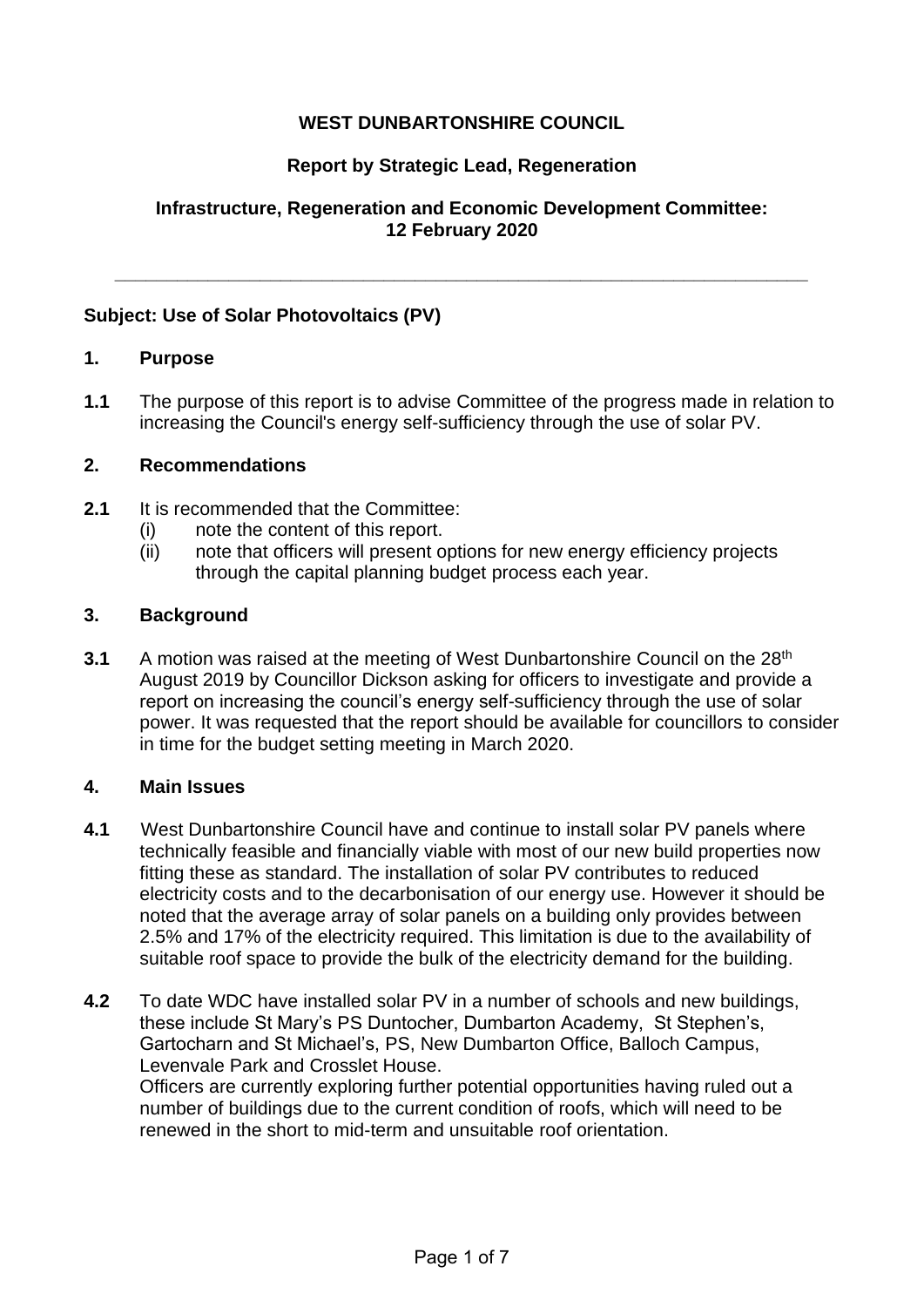**WEST DUNBARTONSHIRE COUNCIL**

**Report by Strategic Lead, Regeneration**

**Infrastructure, Regeneration and Economic Development Committee: 12 February 2020**

---

**Subject: Use of Solar Photovoltaics (PV)**

## 1. Purpose

**1.1** The purpose of this report is to advise Committee of the progress made in relation to increasing the Council's energy self-sufficiency through the use of solar PV.

## 2. Recommendations

**2.1** It is recommended that the Committee:

(i) note the content of this report.

(ii) note that officers will present options for new energy efficiency projects through the capital planning budget process each year.

## 3. Background

**3.1** A motion was raised at the meeting of West Dunbartonshire Council on the 28th August 2019 by Councillor Dickson asking for officers to investigate and provide a report on increasing the council's energy self-sufficiency through the use of solar power. It was requested that the report should be available for councillors to consider in time for the budget setting meeting in March 2020.

## 4. Main Issues

**4.1** West Dunbartonshire Council have and continue to install solar PV panels where technically feasible and financially viable with most of our new build properties now fitting these as standard. The installation of solar PV contributes to reduced electricity costs and to the decarbonisation of our energy use. However it should be noted that the average array of solar panels on a building only provides between 2.5% and 17% of the electricity required. This limitation is due to the availability of suitable roof space to provide the bulk of the electricity demand for the building.

**4.2** To date WDC have installed solar PV in a number of schools and new buildings, these include St Mary's PS Duntocher, Dumbarton Academy, St Stephen's, Gartocharn and St Michael's, PS, New Dumbarton Office, Balloch Campus, Levenvale Park and Crosslet House.

Officers are currently exploring further potential opportunities having ruled out a number of buildings due to the current condition of roofs, which will need to be renewed in the short to mid-term and unsuitable roof orientation.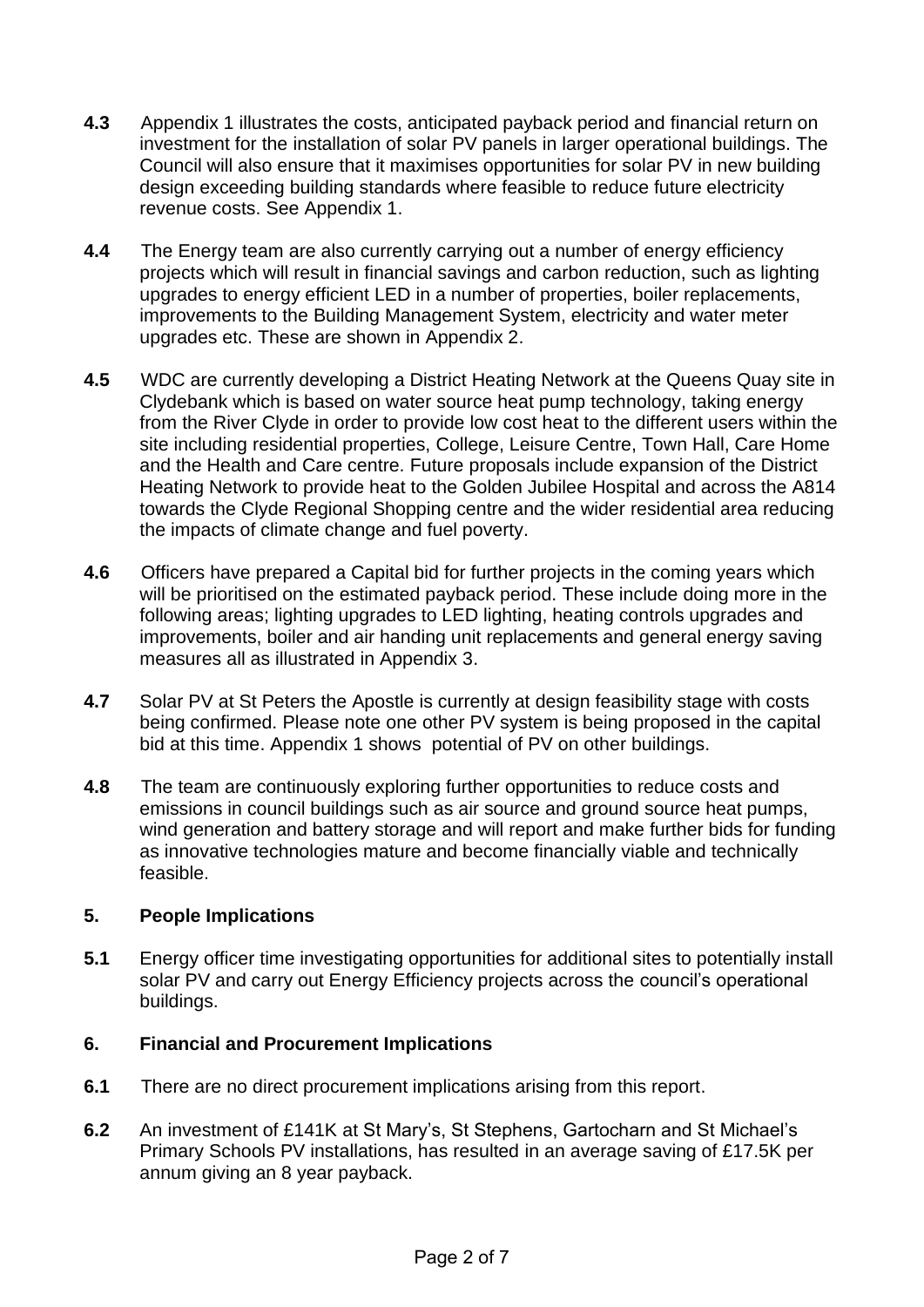**4.3** Appendix 1 illustrates the costs, anticipated payback period and financial return on investment for the installation of solar PV panels in larger operational buildings. The Council will also ensure that it maximises opportunities for solar PV in new building design exceeding building standards where feasible to reduce future electricity revenue costs. See Appendix 1.

**4.4** The Energy team are also currently carrying out a number of energy efficiency projects which will result in financial savings and carbon reduction, such as lighting upgrades to energy efficient LED in a number of properties, boiler replacements, improvements to the Building Management System, electricity and water meter upgrades etc. These are shown in Appendix 2.

**4.5** WDC are currently developing a District Heating Network at the Queens Quay site in Clydebank which is based on water source heat pump technology, taking energy from the River Clyde in order to provide low cost heat to the different users within the site including residential properties, College, Leisure Centre, Town Hall, Care Home and the Health and Care centre. Future proposals include expansion of the District Heating Network to provide heat to the Golden Jubilee Hospital and across the A814 towards the Clyde Regional Shopping centre and the wider residential area reducing the impacts of climate change and fuel poverty.

**4.6** Officers have prepared a Capital bid for further projects in the coming years which will be prioritised on the estimated payback period. These include doing more in the following areas; lighting upgrades to LED lighting, heating controls upgrades and improvements, boiler and air handing unit replacements and general energy saving measures all as illustrated in Appendix 3.

**4.7** Solar PV at St Peters the Apostle is currently at design feasibility stage with costs being confirmed. Please note one other PV system is being proposed in the capital bid at this time. Appendix 1 shows potential of PV on other buildings.

**4.8** The team are continuously exploring further opportunities to reduce costs and emissions in council buildings such as air source and ground source heat pumps, wind generation and battery storage and will report and make further bids for funding as innovative technologies mature and become financially viable and technically feasible.

## 5. People Implications

**5.1** Energy officer time investigating opportunities for additional sites to potentially install solar PV and carry out Energy Efficiency projects across the council's operational buildings.

## 6. Financial and Procurement Implications

**6.1** There are no direct procurement implications arising from this report.

**6.2** An investment of £141K at St Mary's, St Stephens, Gartocharn and St Michael's Primary Schools PV installations, has resulted in an average saving of £17.5K per annum giving an 8 year payback.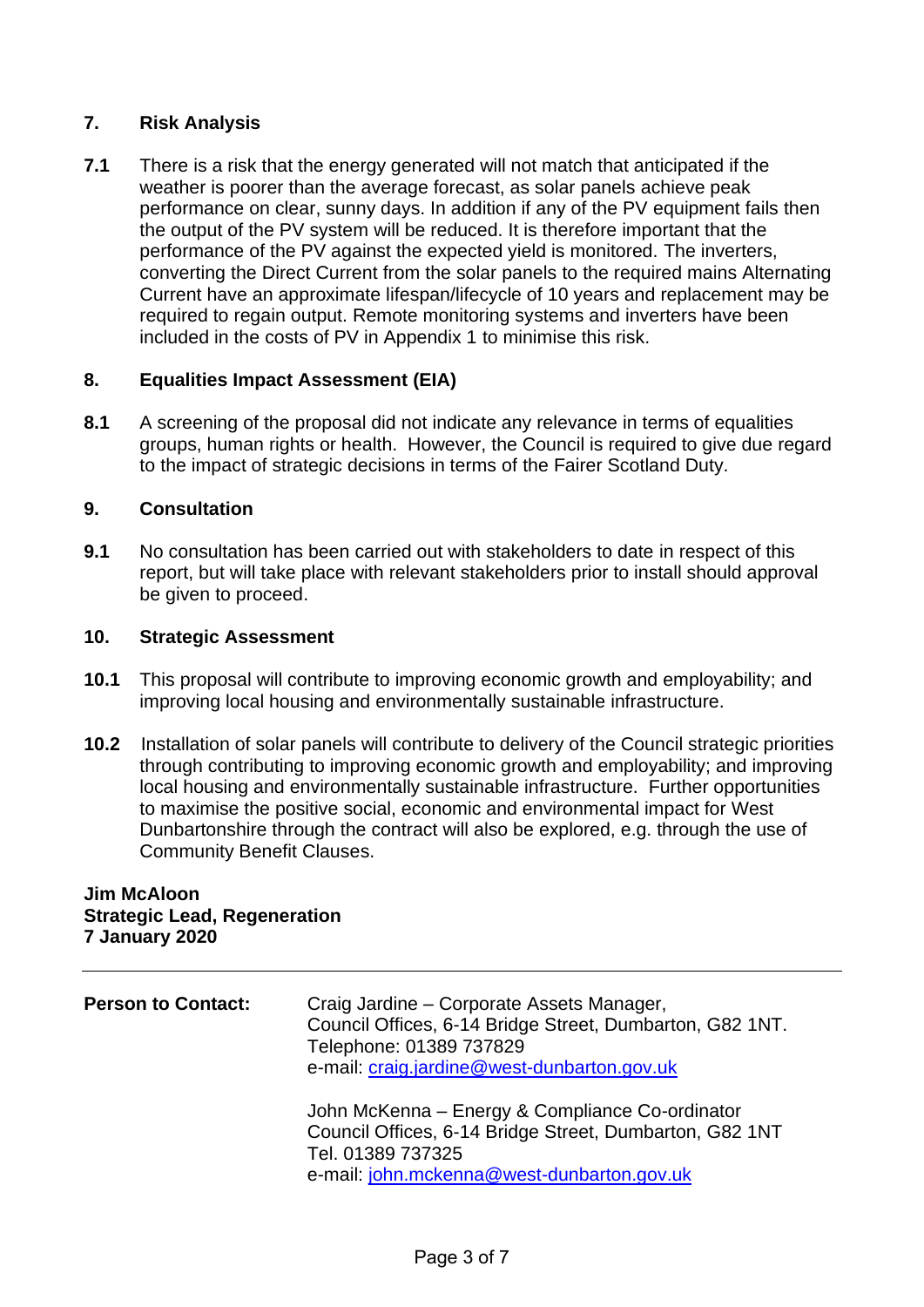## 7. Risk Analysis

**7.1** There is a risk that the energy generated will not match that anticipated if the weather is poorer than the average forecast, as solar panels achieve peak performance on clear, sunny days. In addition if any of the PV equipment fails then the output of the PV system will be reduced. It is therefore important that the performance of the PV against the expected yield is monitored. The inverters, converting the Direct Current from the solar panels to the required mains Alternating Current have an approximate lifespan/lifecycle of 10 years and replacement may be required to regain output. Remote monitoring systems and inverters have been included in the costs of PV in Appendix 1 to minimise this risk.

## 8. Equalities Impact Assessment (EIA)

**8.1** A screening of the proposal did not indicate any relevance in terms of equalities groups, human rights or health. However, the Council is required to give due regard to the impact of strategic decisions in terms of the Fairer Scotland Duty.

## 9. Consultation

**9.1** No consultation has been carried out with stakeholders to date in respect of this report, but will take place with relevant stakeholders prior to install should approval be given to proceed.

## 10. Strategic Assessment

**10.1** This proposal will contribute to improving economic growth and employability; and improving local housing and environmentally sustainable infrastructure.

**10.2** Installation of solar panels will contribute to delivery of the Council strategic priorities through contributing to improving economic growth and employability; and improving local housing and environmentally sustainable infrastructure. Further opportunities to maximise the positive social, economic and environmental impact for West Dunbartonshire through the contract will also be explored, e.g. through the use of Community Benefit Clauses.

**Jim McAloon**
**Strategic Lead, Regeneration**
**7 January 2020**

---

**Person to Contact:**

Craig Jardine – Corporate Assets Manager,
Council Offices, 6-14 Bridge Street, Dumbarton, G82 1NT.
Telephone: 01389 737829
e-mail: craig.jardine@west-dunbarton.gov.uk

John McKenna – Energy & Compliance Co-ordinator
Council Offices, 6-14 Bridge Street, Dumbarton, G82 1NT
Tel. 01389 737325
e-mail: john.mckenna@west-dunbarton.gov.uk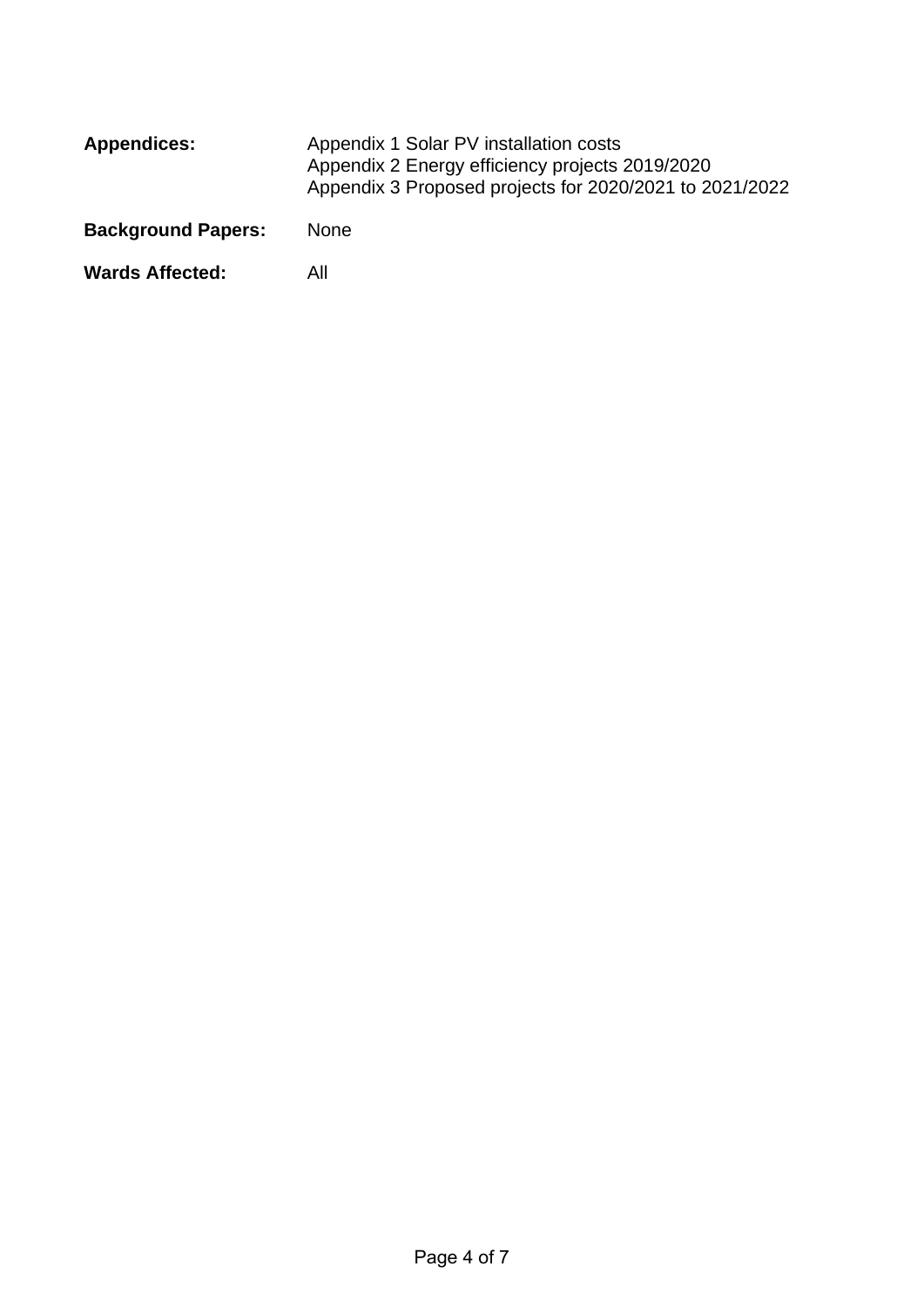**Appendices:** Appendix 1 Solar PV installation costs
Appendix 2 Energy efficiency projects 2019/2020
Appendix 3 Proposed projects for 2020/2021 to 2021/2022

**Background Papers:** None

**Wards Affected:** All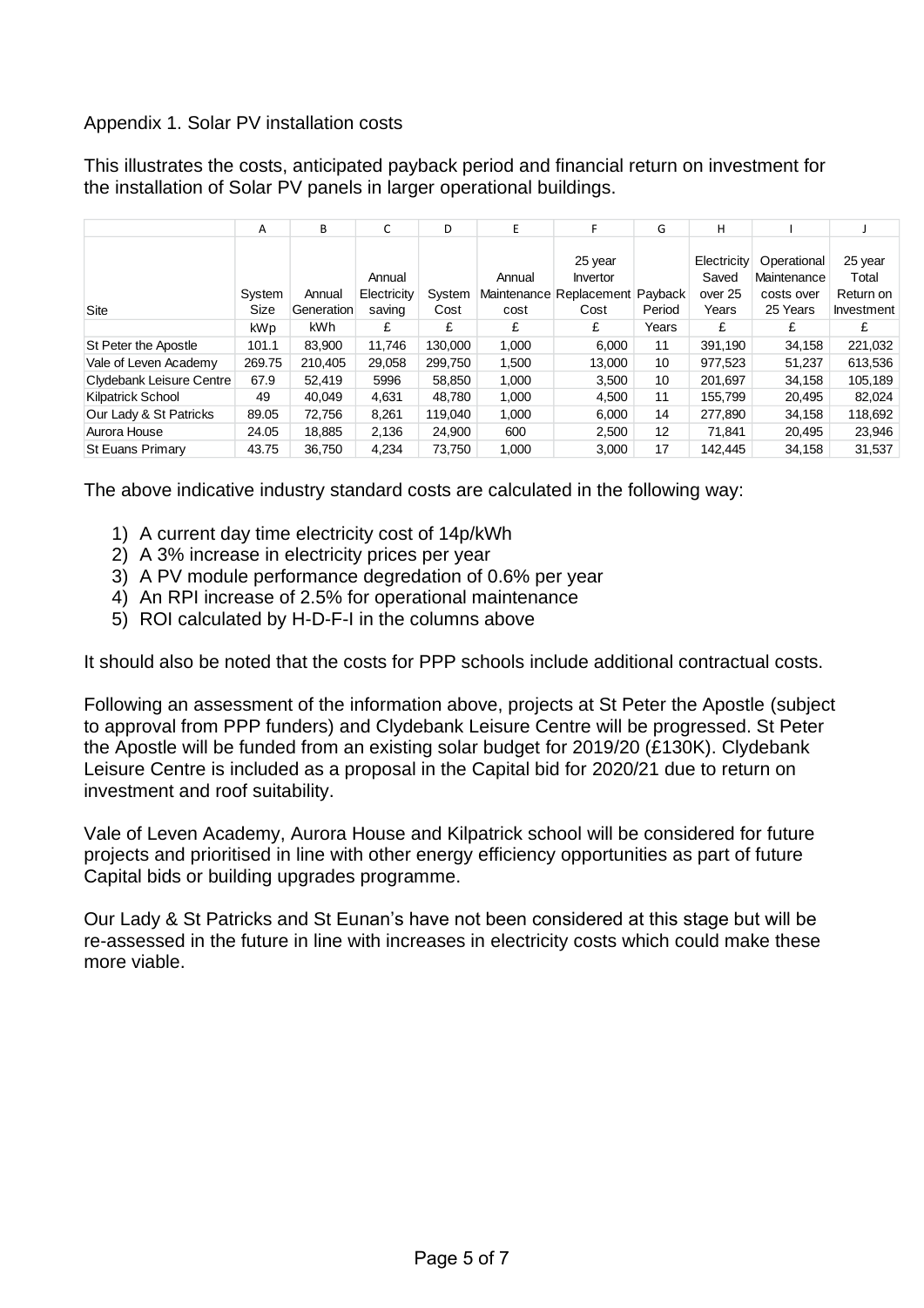Appendix 1. Solar PV installation costs

This illustrates the costs, anticipated payback period and financial return on investment for the installation of Solar PV panels in larger operational buildings.

| | A | B | C | D | E | F | G | H | I | J |
|---|---|---|---|---|---|---|---|---|---|---|
| Site | System Size | Annual Generation | Annual Electricity saving | System Cost | Annual Maintenance cost | 25 year Invertor Replacement Cost | Payback Period | Electricity Saved over 25 Years | Operational Maintenance costs over 25 Years | 25 year Total Return on Investment |
| | kWp | kWh | £ | £ | £ | £ | Years | £ | £ | £ |
| St Peter the Apostle | 101.1 | 83,900 | 11,746 | 130,000 | 1,000 | 6,000 | 11 | 391,190 | 34,158 | 221,032 |
| Vale of Leven Academy | 269.75 | 210,405 | 29,058 | 299,750 | 1,500 | 13,000 | 10 | 977,523 | 51,237 | 613,536 |
| Clydebank Leisure Centre | 67.9 | 52,419 | 5996 | 58,850 | 1,000 | 3,500 | 10 | 201,697 | 34,158 | 105,189 |
| Kilpatrick School | 49 | 40,049 | 4,631 | 48,780 | 1,000 | 4,500 | 11 | 155,799 | 20,495 | 82,024 |
| Our Lady & St Patricks | 89.05 | 72,756 | 8,261 | 119,040 | 1,000 | 6,000 | 14 | 277,890 | 34,158 | 118,692 |
| Aurora House | 24.05 | 18,885 | 2,136 | 24,900 | 600 | 2,500 | 12 | 71,841 | 20,495 | 23,946 |
| St Euans Primary | 43.75 | 36,750 | 4,234 | 73,750 | 1,000 | 3,000 | 17 | 142,445 | 34,158 | 31,537 |

The above indicative industry standard costs are calculated in the following way:

1) A current day time electricity cost of 14p/kWh
2) A 3% increase in electricity prices per year
3) A PV module performance degredation of 0.6% per year
4) An RPI increase of 2.5% for operational maintenance
5) ROI calculated by H-D-F-I in the columns above

It should also be noted that the costs for PPP schools include additional contractual costs.

Following an assessment of the information above, projects at St Peter the Apostle (subject to approval from PPP funders) and Clydebank Leisure Centre will be progressed. St Peter the Apostle will be funded from an existing solar budget for 2019/20 (£130K). Clydebank Leisure Centre is included as a proposal in the Capital bid for 2020/21 due to return on investment and roof suitability.

Vale of Leven Academy, Aurora House and Kilpatrick school will be considered for future projects and prioritised in line with other energy efficiency opportunities as part of future Capital bids or building upgrades programme.

Our Lady & St Patricks and St Eunan's have not been considered at this stage but will be re-assessed in the future in line with increases in electricity costs which could make these more viable.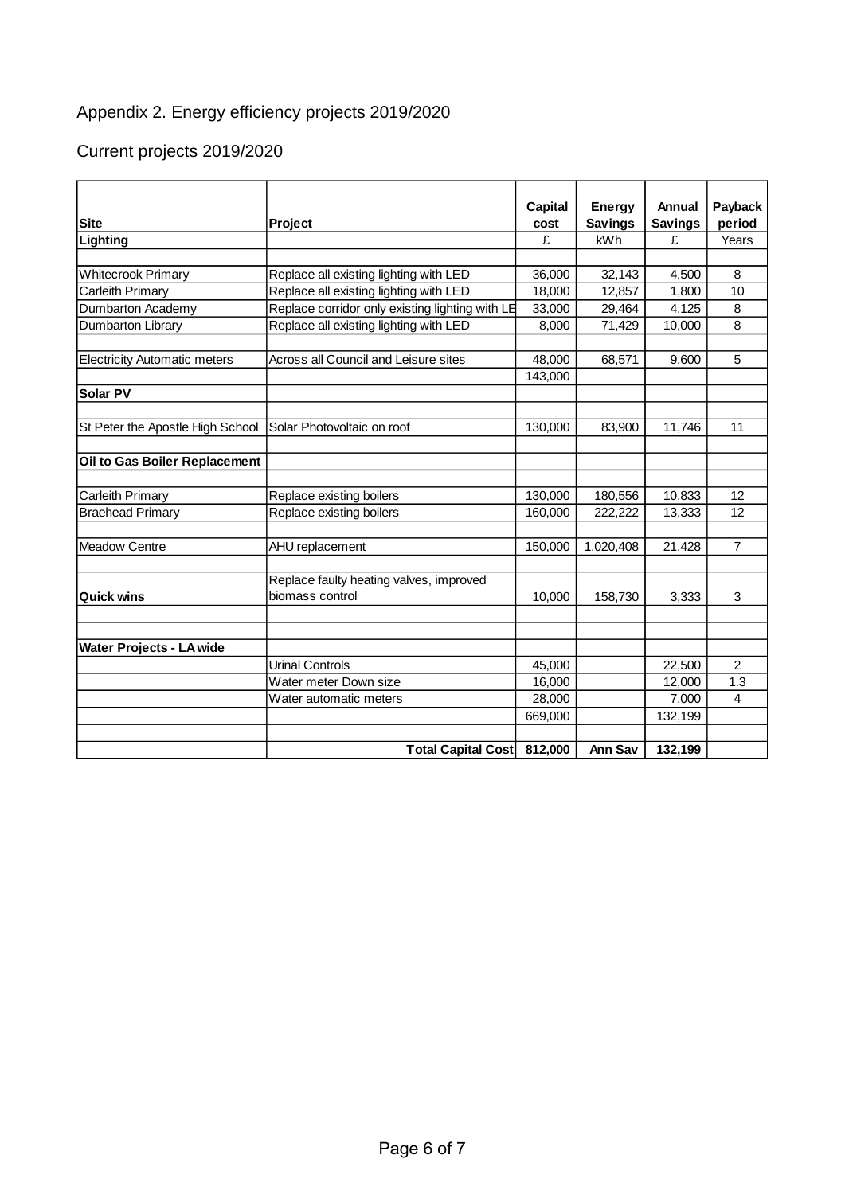# Appendix 2. Energy efficiency projects 2019/2020

## Current projects 2019/2020

| Site | Project | Capital cost | Energy Savings | Annual Savings | Payback period |
|---|---|---|---|---|---|
| **Lighting** | | £ | kWh | £ | Years |
| | | | | | |
| Whitecrook Primary | Replace all existing lighting with LED | 36,000 | 32,143 | 4,500 | 8 |
| Carleith Primary | Replace all existing lighting with LED | 18,000 | 12,857 | 1,800 | 10 |
| Dumbarton Academy | Replace corridor only existing lighting with LE | 33,000 | 29,464 | 4,125 | 8 |
| Dumbarton Library | Replace all existing lighting with LED | 8,000 | 71,429 | 10,000 | 8 |
| | | | | | |
| Electricity Automatic meters | Across all Council and Leisure sites | 48,000 | 68,571 | 9,600 | 5 |
| | | 143,000 | | | |
| **Solar PV** | | | | | |
| | | | | | |
| St Peter the Apostle High School | Solar Photovoltaic on roof | 130,000 | 83,900 | 11,746 | 11 |
| | | | | | |
| **Oil to Gas Boiler Replacement** | | | | | |
| | | | | | |
| Carleith Primary | Replace existing boilers | 130,000 | 180,556 | 10,833 | 12 |
| Braehead Primary | Replace existing boilers | 160,000 | 222,222 | 13,333 | 12 |
| | | | | | |
| Meadow Centre | AHU replacement | 150,000 | 1,020,408 | 21,428 | 7 |
| | | | | | |
| **Quick wins** | Replace faulty heating valves, improved biomass control | 10,000 | 158,730 | 3,333 | 3 |
| | | | | | |
| | | | | | |
| **Water Projects - LA wide** | | | | | |
| | Urinal Controls | 45,000 | | 22,500 | 2 |
| | Water meter Down size | 16,000 | | 12,000 | 1.3 |
| | Water automatic meters | 28,000 | | 7,000 | 4 |
| | | 669,000 | | 132,199 | |
| | | | | | |
| | **Total Capital Cost** | **812,000** | **Ann Sav** | **132,199** | |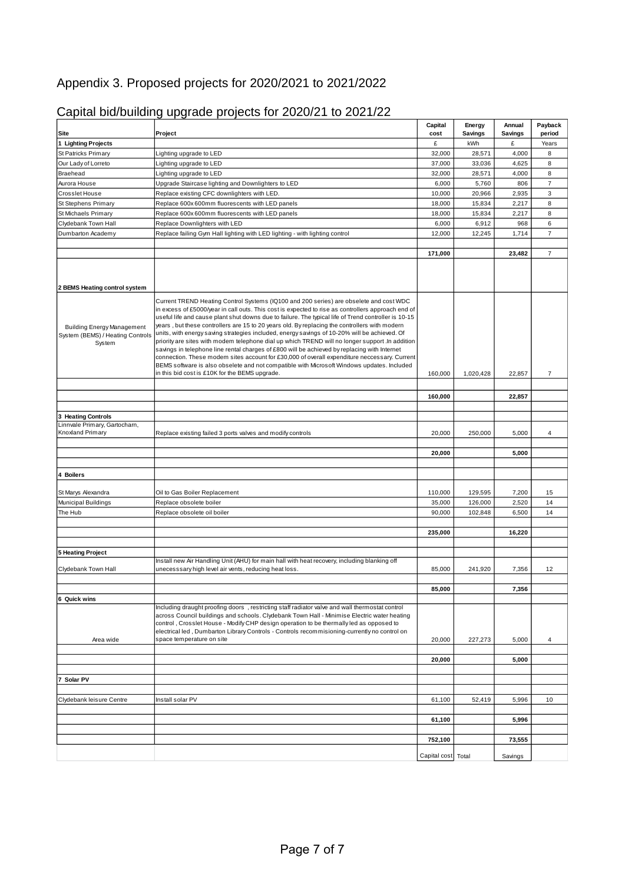# Appendix 3. Proposed projects for 2020/2021 to 2021/2022

## Capital bid/building upgrade projects for 2020/21 to 2021/22

| Site | Project | Capital cost | Energy Savings | Annual Savings | Payback period |
|---|---|---|---|---|---|
| **1 Lighting Projects** | | £ | kWh | £ | Years |
| St Patricks Primary | Lighting upgrade to LED | 32,000 | 28,571 | 4,000 | 8 |
| Our Lady of Lorreto | Lighting upgrade to LED | 37,000 | 33,036 | 4,625 | 8 |
| Braehead | Lighting upgrade to LED | 32,000 | 28,571 | 4,000 | 8 |
| Aurora House | Upgrade Staircase lighting and Downlighters to LED | 6,000 | 5,760 | 806 | 7 |
| Crosslet House | Replace existing CFC downlighters with LED. | 10,000 | 20,966 | 2,935 | 3 |
| St Stephens Primary | Replace 600x600mm fluorescents with LED panels | 18,000 | 15,834 | 2,217 | 8 |
| St Michaels Primary | Replace 600x600mm fluorescents with LED panels | 18,000 | 15,834 | 2,217 | 8 |
| Clydebank Town Hall | Replace Downlighters with LED | 6,000 | 6,912 | 968 | 6 |
| Dumbarton Academy | Replace failing Gym Hall lighting with LED lighting - with lighting control | 12,000 | 12,245 | 1,714 | 7 |
| | | | | | |
| | | **171,000** | | **23,482** | 7 |
| **2 BEMS Heating control system** | | | | | |
| Building Energy Management System (BEMS) / Heating Controls System | Current TREND Heating Control Systems (IQ100 and 200 series) are obselete and cost WDC in excess of £5000/year in call outs. This cost is expected to rise as controllers approach end of useful life and cause plant shut downs due to failure. The typical life of Trend controller is 10-15 years , but these controllers are 15 to 20 years old. By replacing the controllers with modern units, with energy saving strategies included, energy savings of 10-20% will be achieved. Of priority are sites with modem telephone dial up which TREND will no longer support .In addition savings in telephone line rental charges of £800 will be achieved by replacing with Internet connection. These modem sites account for £30,000 of overall expenditure neccessary. Current BEMS software is also obselete and not compatible with Microsoft Windows updates. Included in this bid cost is £10K for the BEMS upgrade. | 160,000 | 1,020,428 | 22,857 | 7 |
| | | | | | |
| | | **160,000** | | **22,857** | |
| | | | | | |
| **3 Heating Controls** | | | | | |
| Linnvale Primary, Gartocharn, Knoxland Primary | Replace existing failed 3 ports valves and modify controls | 20,000 | 250,000 | 5,000 | 4 |
| | | | | | |
| | | **20,000** | | **5,000** | |
| | | | | | |
| **4 Boilers** | | | | | |
| St Marys Alexandra | Oil to Gas Boiler Replacement | 110,000 | 129,595 | 7,200 | 15 |
| Municipal Buildings | Replace obsolete boiler | 35,000 | 126,000 | 2,520 | 14 |
| The Hub | Replace obsolete oil boiler | 90,000 | 102,848 | 6,500 | 14 |
| | | | | | |
| | | **235,000** | | **16,220** | |
| | | | | | |
| **5 Heating Project** | | | | | |
| Clydebank Town Hall | Install new Air Handling Unit (AHU) for main hall with heat recovery, including blanking off unecesssary high level air vents, reducing heat loss. | 85,000 | 241,920 | 7,356 | 12 |
| | | | | | |
| | | **85,000** | | **7,356** | |
| **6 Quick wins** | | | | | |
| Area wide | Including draught proofing doors , restricting staff radiator valve and wall thermostat control across Council buildings and schools. Clydebank Town Hall - Minimise Electric water heating control , Crosslet House - Modify CHP design operation to be thermally led as opposed to electrical led , Dumbarton Library Controls - Controls recommisioning-currently no control on space temperature on site | 20,000 | 227,273 | 5,000 | 4 |
| | | | | | |
| | | **20,000** | | **5,000** | |
| | | | | | |
| **7 Solar PV** | | | | | |
| Clydebank leisure Centre | Install solar PV | 61,100 | 52,419 | 5,996 | 10 |
| | | | | | |
| | | **61,100** | | **5,996** | |
| | | | | | |
| | | **752,100** | | **73,555** | |
| | | Capital cost | Total | Savings | |